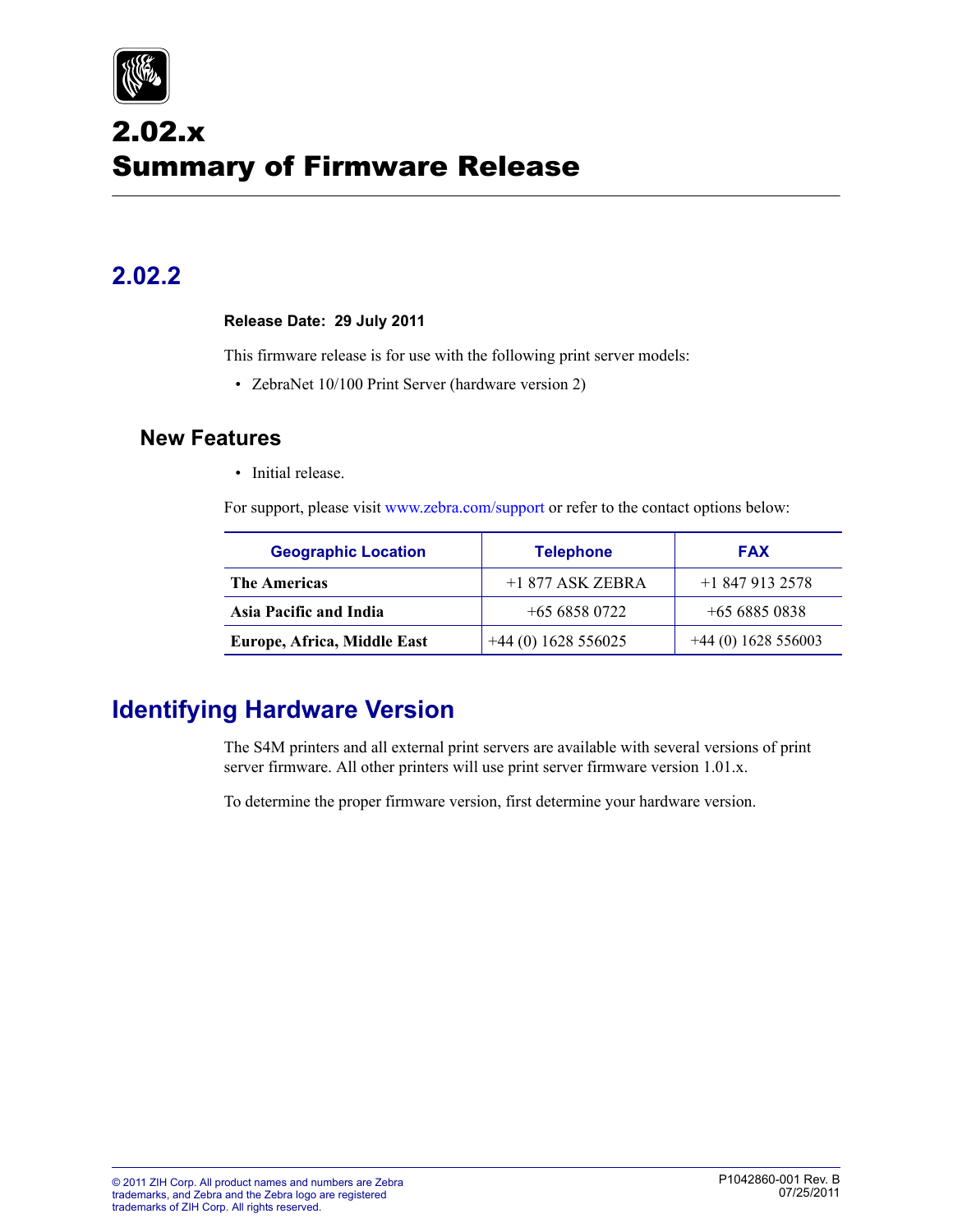# 2.02.x Summary of Firmware Release

## 2.02.2

**Release Date: 29 July 2011**

This firmware release is for use with the following print server models:

- ZebraNet 10/100 Print Server (hardware version 2)

### New Features

- Initial release.

For support, please visit www.zebra.com/support or refer to the contact options below:

| Geographic Location | Telephone | FAX |
|---|---|---|
| **The Americas** | +1 877 ASK ZEBRA | +1 847 913 2578 |
| **Asia Pacific and India** | +65 6858 0722 | +65 6885 0838 |
| **Europe, Africa, Middle East** | +44 (0) 1628 556025 | +44 (0) 1628 556003 |

## Identifying Hardware Version

The S4M printers and all external print servers are available with several versions of print server firmware. All other printers will use print server firmware version 1.01.x.

To determine the proper firmware version, first determine your hardware version.

© 2011 ZIH Corp. All product names and numbers are Zebra trademarks, and Zebra and the Zebra logo are registered trademarks of ZIH Corp. All rights reserved.

P1042860-001 Rev. B
07/25/2011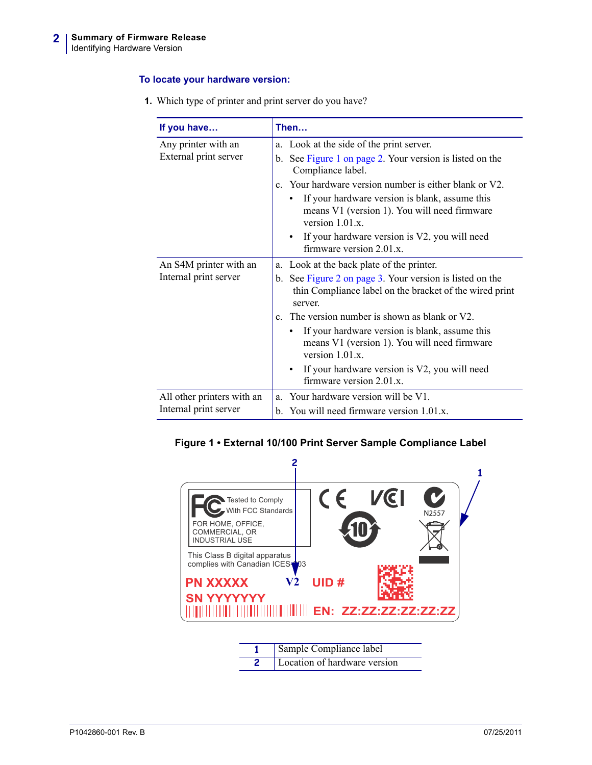**To locate your hardware version:**

1. Which type of printer and print server do you have?

| If you have… | Then… |
|---|---|
| Any printer with an External print server | a. Look at the side of the print server.<br>b. See Figure 1 on page 2. Your version is listed on the Compliance label.<br>c. Your hardware version number is either blank or V2.<br>• If your hardware version is blank, assume this means V1 (version 1). You will need firmware version 1.01.x.<br>• If your hardware version is V2, you will need firmware version 2.01.x. |
| An S4M printer with an Internal print server | a. Look at the back plate of the printer.<br>b. See Figure 2 on page 3. Your version is listed on the thin Compliance label on the bracket of the wired print server.<br>c. The version number is shown as blank or V2.<br>• If your hardware version is blank, assume this means V1 (version 1). You will need firmware version 1.01.x.<br>• If your hardware version is V2, you will need firmware version 2.01.x. |
| All other printers with an Internal print server | a. Your hardware version will be V1.<br>b. You will need firmware version 1.01.x. |

**Figure 1 • External 10/100 Print Server Sample Compliance Label**

| | |
|---|---|
| 1 | Sample Compliance label |
| 2 | Location of hardware version |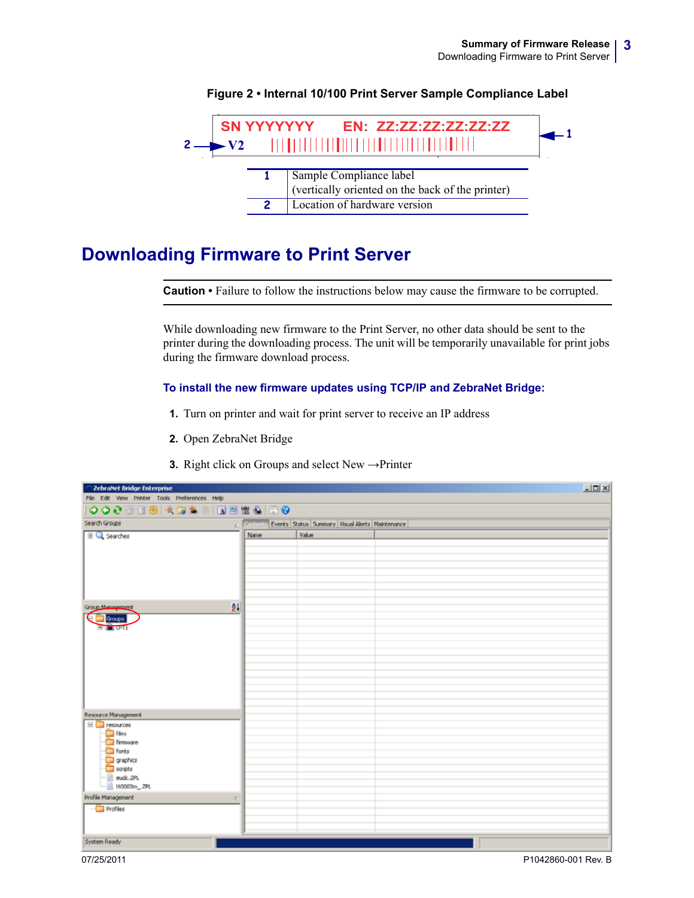**Figure 2 • Internal 10/100 Print Server Sample Compliance Label**

| | |
|---|---|
| 1 | Sample Compliance label (vertically oriented on the back of the printer) |
| 2 | Location of hardware version |

## Downloading Firmware to Print Server

**Caution** • Failure to follow the instructions below may cause the firmware to be corrupted.

While downloading new firmware to the Print Server, no other data should be sent to the printer during the downloading process. The unit will be temporarily unavailable for print jobs during the firmware download process.

### To install the new firmware updates using TCP/IP and ZebraNet Bridge:

1. Turn on printer and wait for print server to receive an IP address
2. Open ZebraNet Bridge
3. Right click on Groups and select New →Printer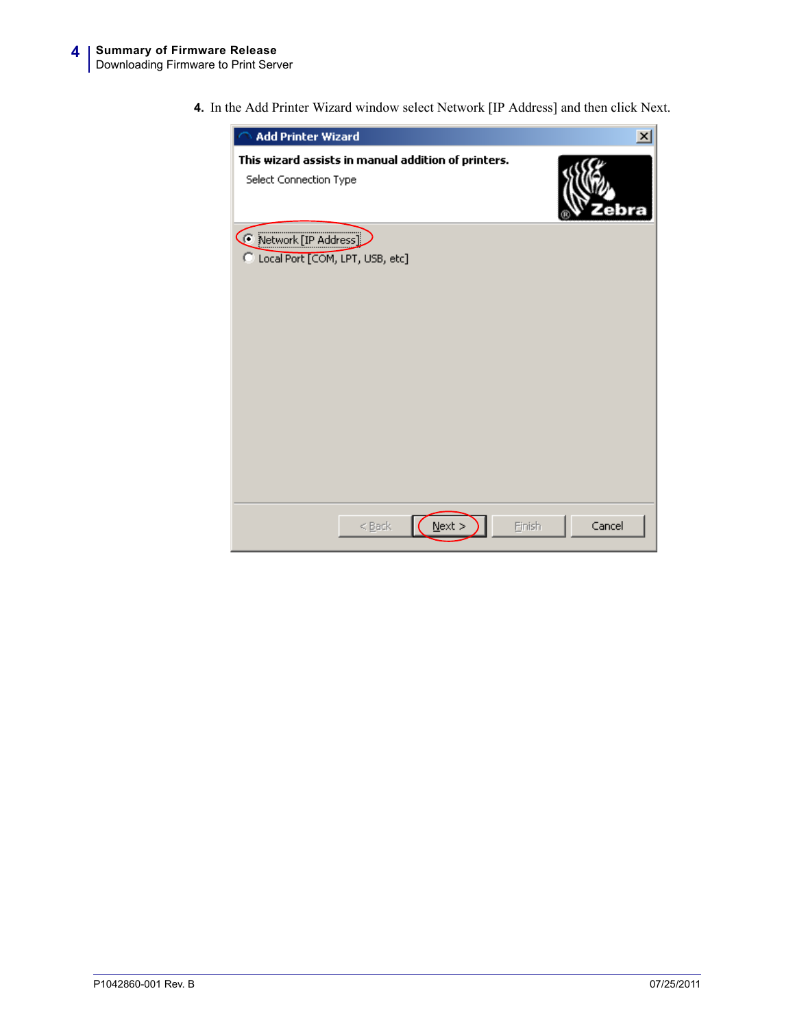4. In the Add Printer Wizard window select Network [IP Address] and then click Next.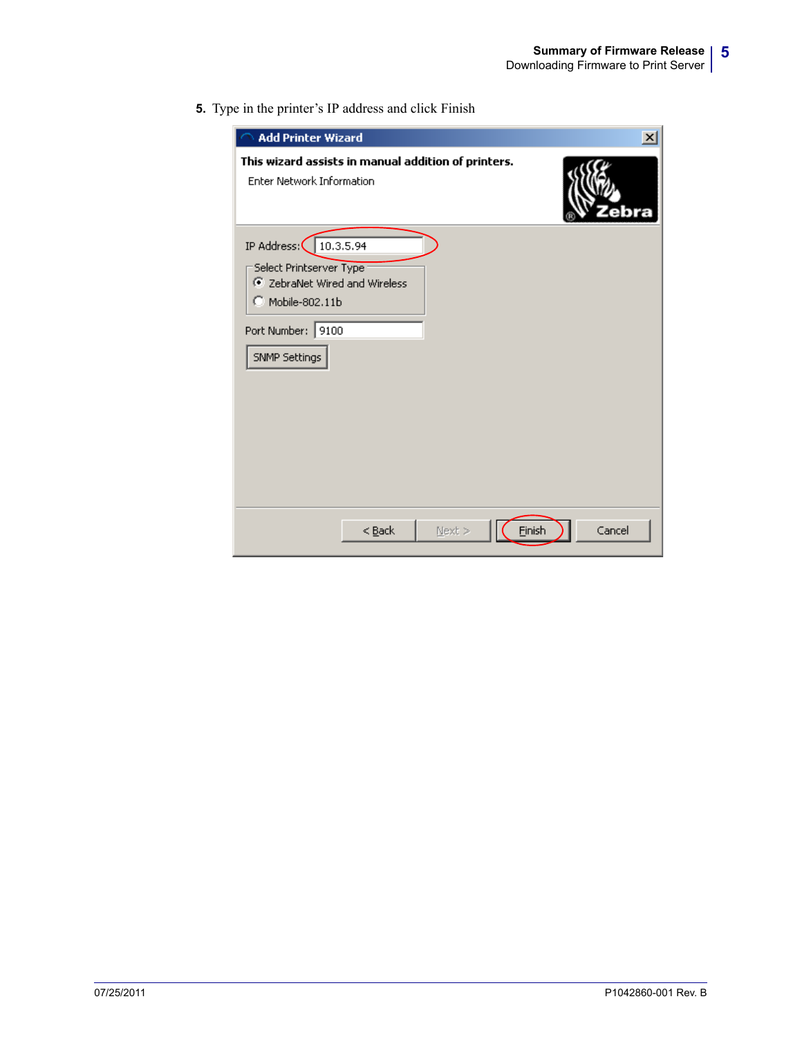5. Type in the printer's IP address and click Finish

**Add Printer Wizard**

**This wizard assists in manual addition of printers.**

Enter Network Information

IP Address: 10.3.5.94

Select Printserver Type
- (•) ZebraNet Wired and Wireless
- ( ) Mobile-802.11b

Port Number: 9100

SNMP Settings

< Back | Next > | Finish | Cancel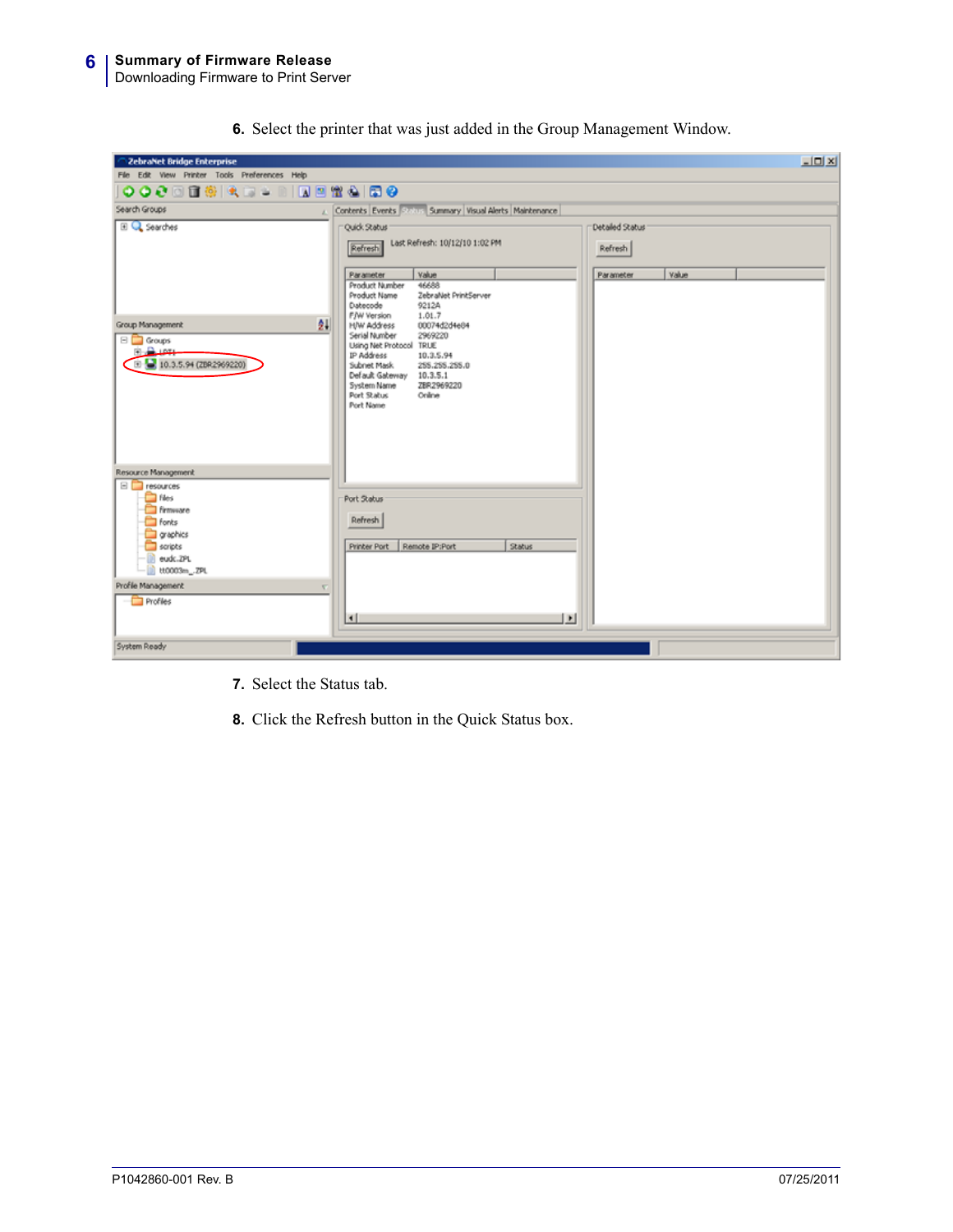6. Select the printer that was just added in the Group Management Window.

7. Select the Status tab.

8. Click the Refresh button in the Quick Status box.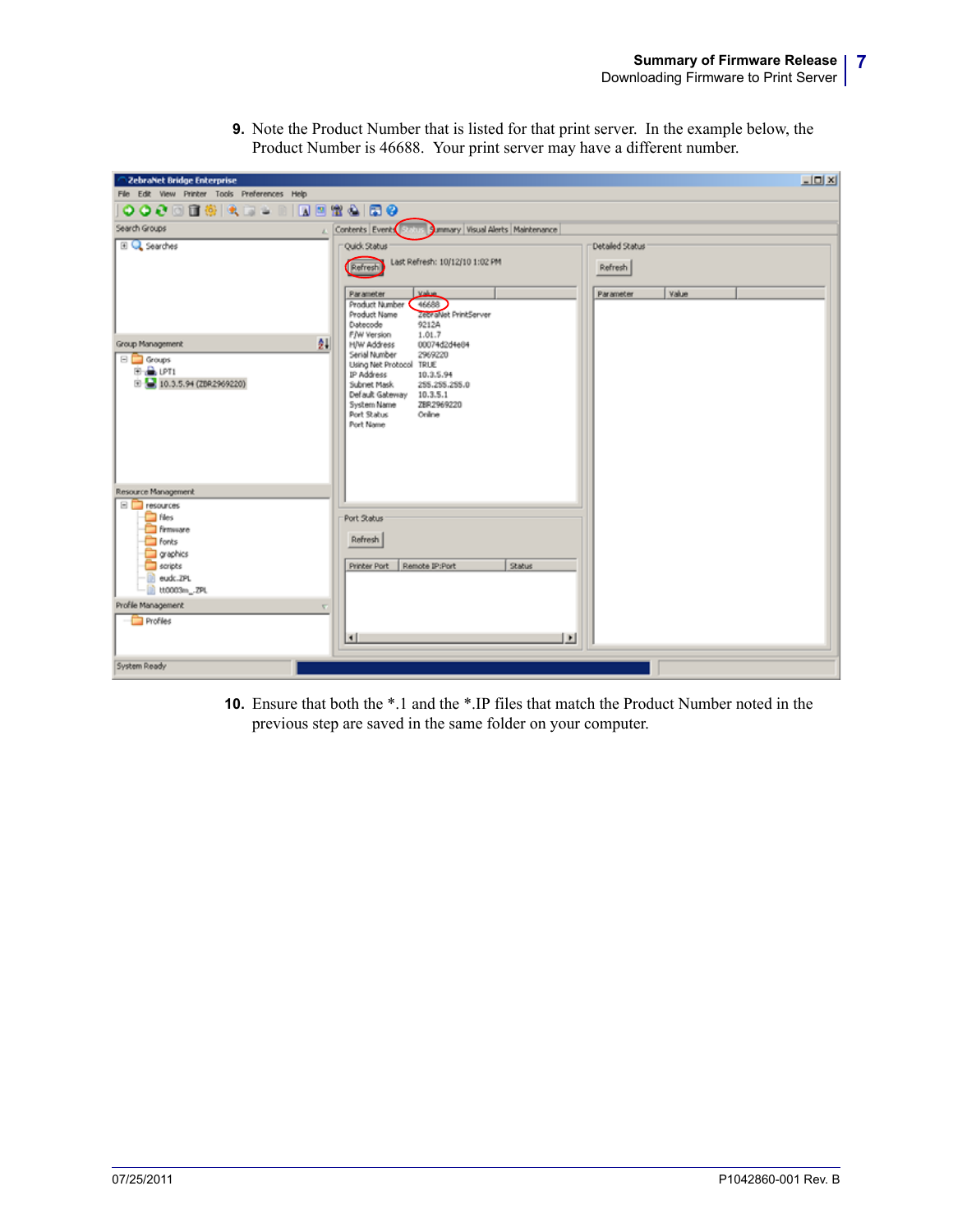9. Note the Product Number that is listed for that print server. In the example below, the Product Number is 46688. Your print server may have a different number.

10. Ensure that both the *.1 and the *.IP files that match the Product Number noted in the previous step are saved in the same folder on your computer.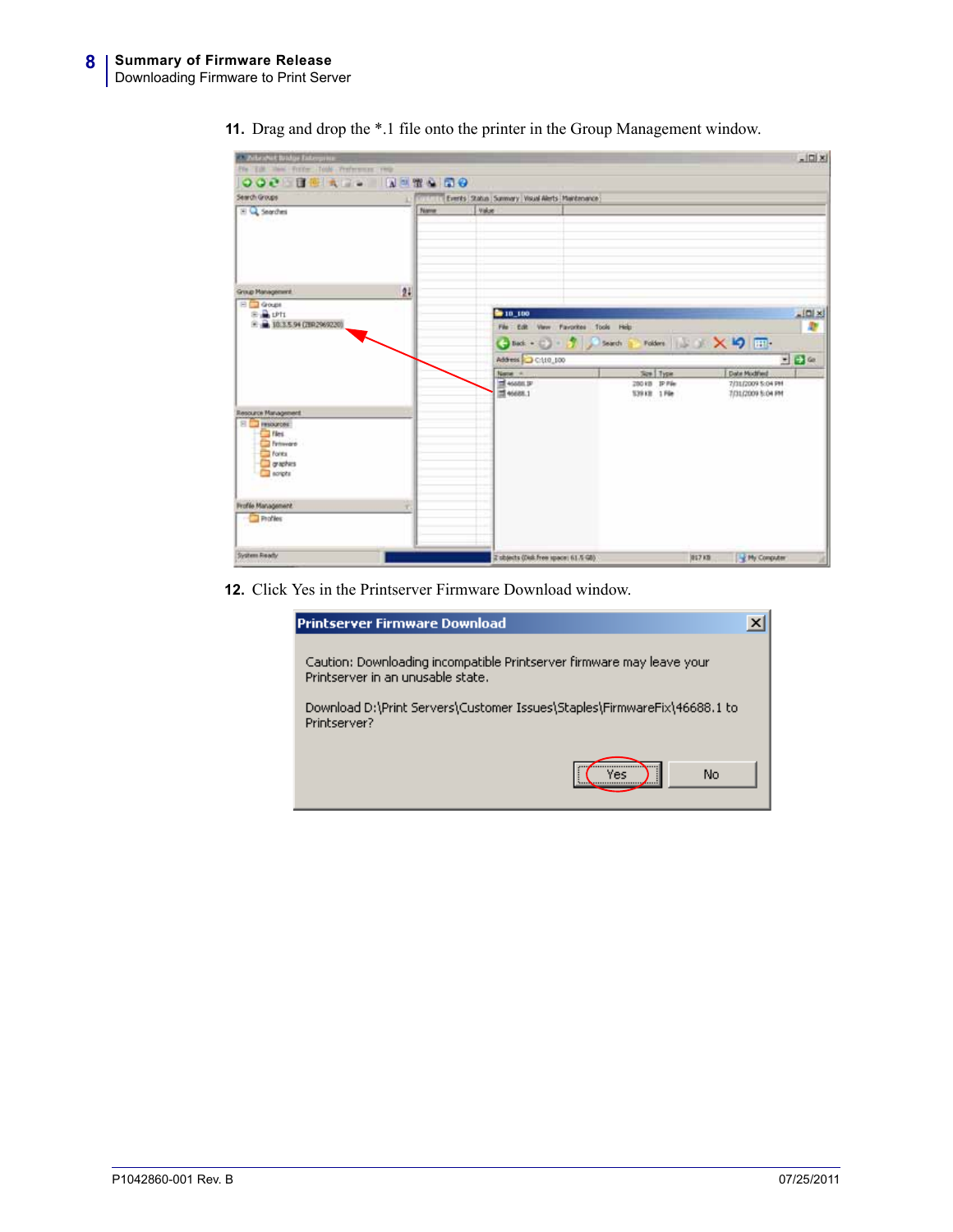11. Drag and drop the *.1 file onto the printer in the Group Management window.

12. Click Yes in the Printserver Firmware Download window.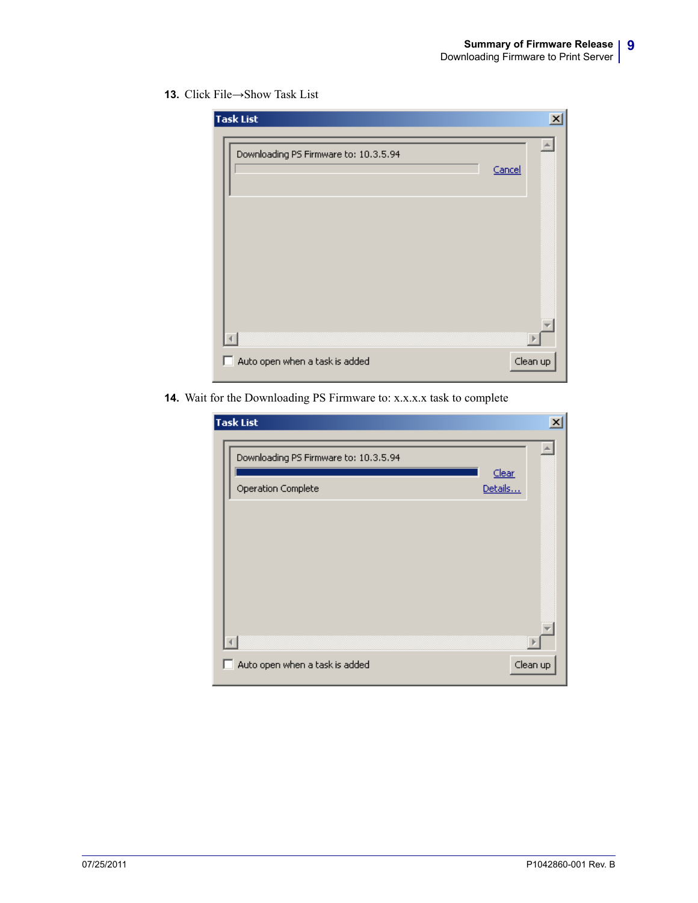13. Click File→Show Task List

14. Wait for the Downloading PS Firmware to: x.x.x.x task to complete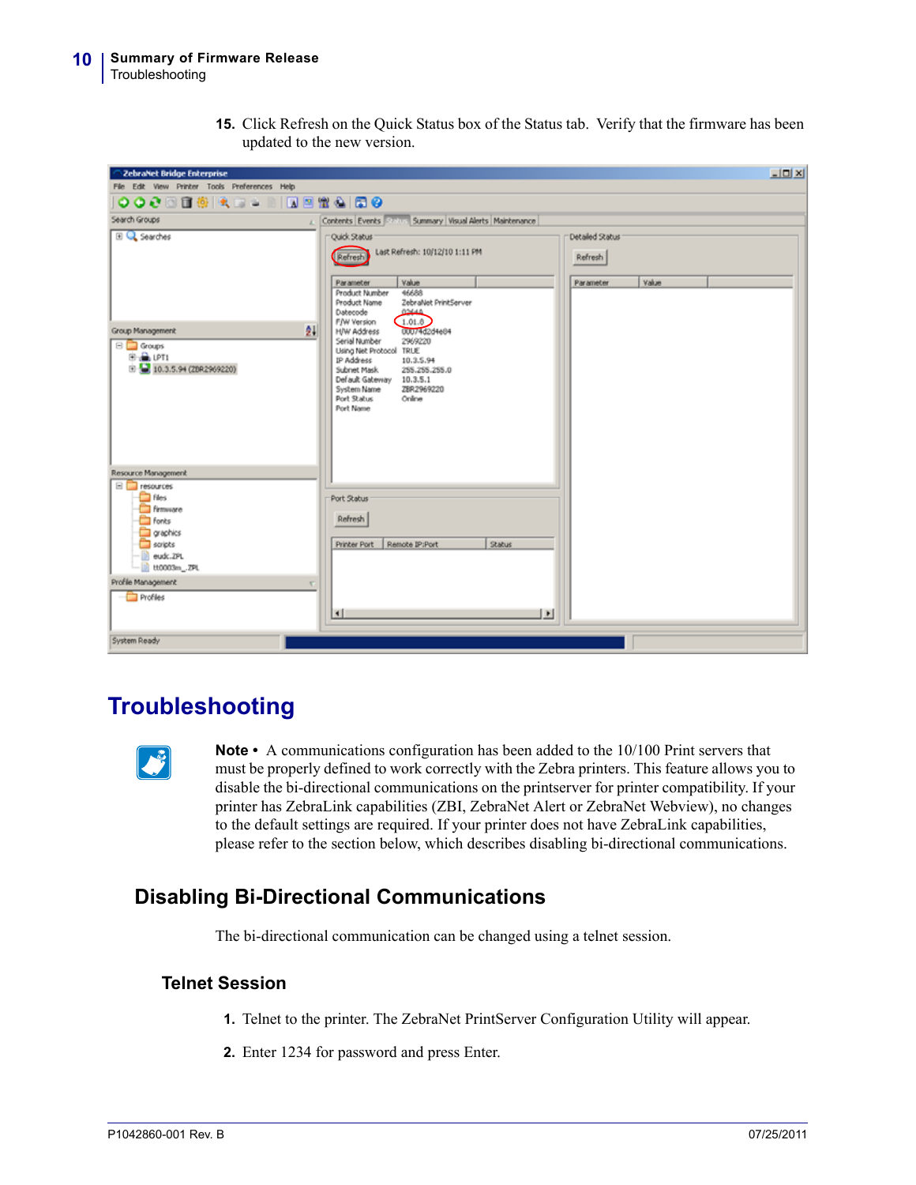15. Click Refresh on the Quick Status box of the Status tab.  Verify that the firmware has been updated to the new version.

# Troubleshooting

**Note •** A communications configuration has been added to the 10/100 Print servers that must be properly defined to work correctly with the Zebra printers. This feature allows you to disable the bi-directional communications on the printserver for printer compatibility. If your printer has ZebraLink capabilities (ZBI, ZebraNet Alert or ZebraNet Webview), no changes to the default settings are required. If your printer does not have ZebraLink capabilities, please refer to the section below, which describes disabling bi-directional communications.

## Disabling Bi-Directional Communications

The bi-directional communication can be changed using a telnet session.

### Telnet Session

1. Telnet to the printer. The ZebraNet PrintServer Configuration Utility will appear.

2. Enter 1234 for password and press Enter.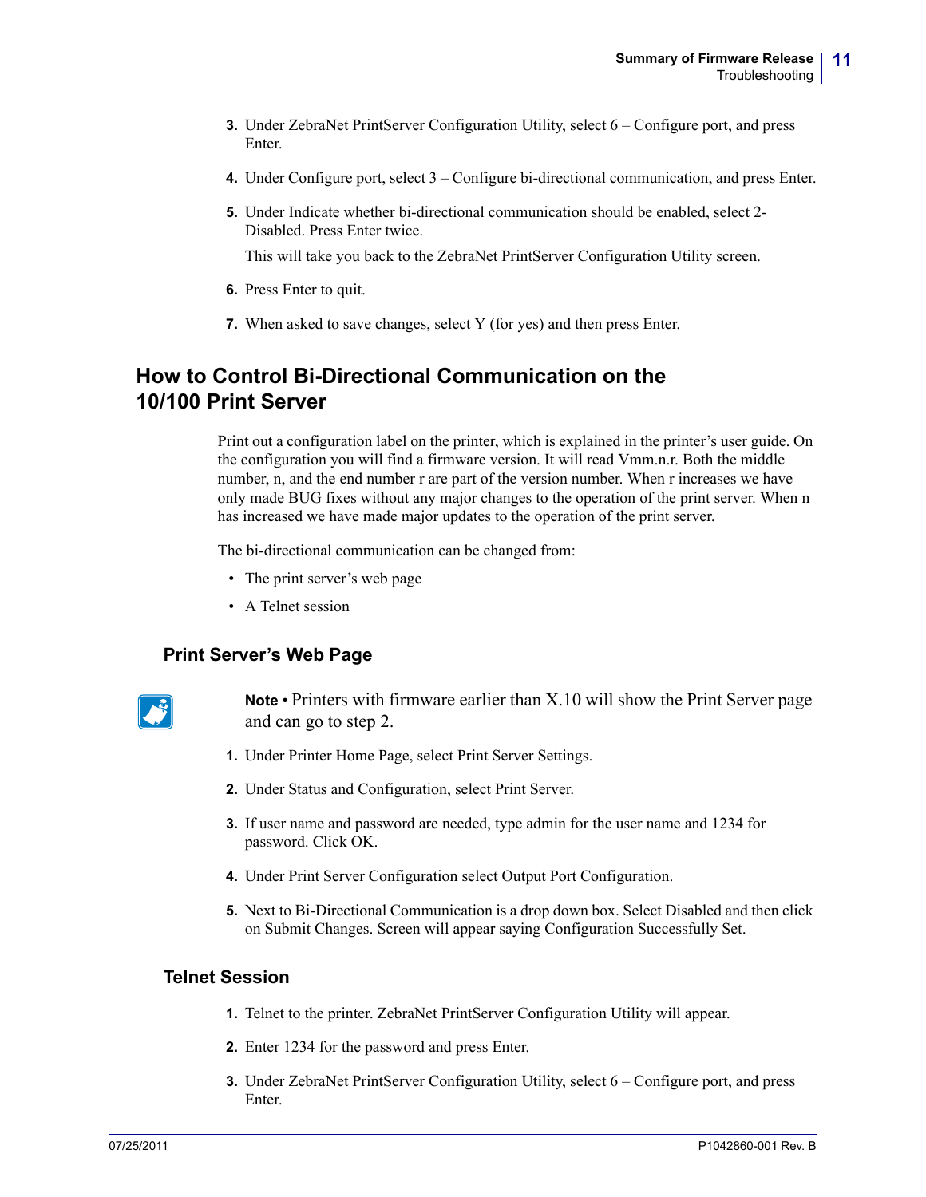3. Under ZebraNet PrintServer Configuration Utility, select 6 – Configure port, and press Enter.
4. Under Configure port, select 3 – Configure bi-directional communication, and press Enter.
5. Under Indicate whether bi-directional communication should be enabled, select 2- Disabled. Press Enter twice.

   This will take you back to the ZebraNet PrintServer Configuration Utility screen.
6. Press Enter to quit.
7. When asked to save changes, select Y (for yes) and then press Enter.

## How to Control Bi-Directional Communication on the 10/100 Print Server

Print out a configuration label on the printer, which is explained in the printer's user guide. On the configuration you will find a firmware version. It will read Vmm.n.r. Both the middle number, n, and the end number r are part of the version number. When r increases we have only made BUG fixes without any major changes to the operation of the print server. When n has increased we have made major updates to the operation of the print server.

The bi-directional communication can be changed from:

- The print server's web page
- A Telnet session

### Print Server's Web Page

**Note •** Printers with firmware earlier than X.10 will show the Print Server page and can go to step 2.

1. Under Printer Home Page, select Print Server Settings.
2. Under Status and Configuration, select Print Server.
3. If user name and password are needed, type admin for the user name and 1234 for password. Click OK.
4. Under Print Server Configuration select Output Port Configuration.
5. Next to Bi-Directional Communication is a drop down box. Select Disabled and then click on Submit Changes. Screen will appear saying Configuration Successfully Set.

### Telnet Session

1. Telnet to the printer. ZebraNet PrintServer Configuration Utility will appear.
2. Enter 1234 for the password and press Enter.
3. Under ZebraNet PrintServer Configuration Utility, select 6 – Configure port, and press Enter.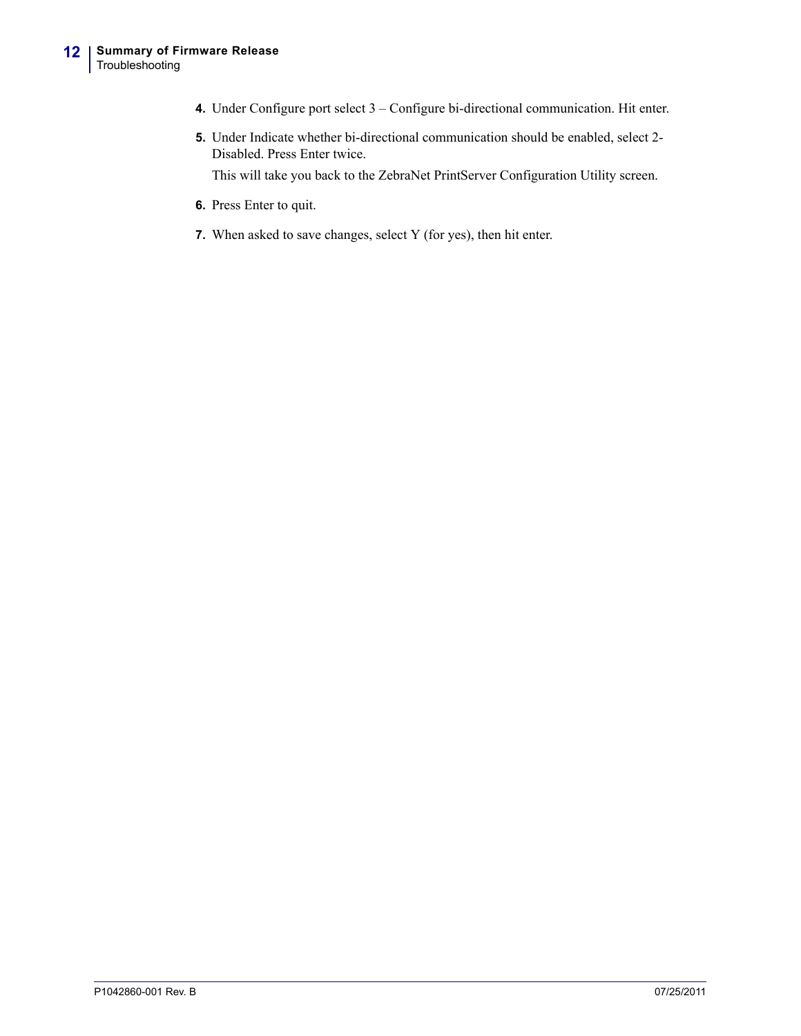4. Under Configure port select 3 – Configure bi-directional communication. Hit enter.
5. Under Indicate whether bi-directional communication should be enabled, select 2-Disabled. Press Enter twice.

   This will take you back to the ZebraNet PrintServer Configuration Utility screen.
6. Press Enter to quit.
7. When asked to save changes, select Y (for yes), then hit enter.